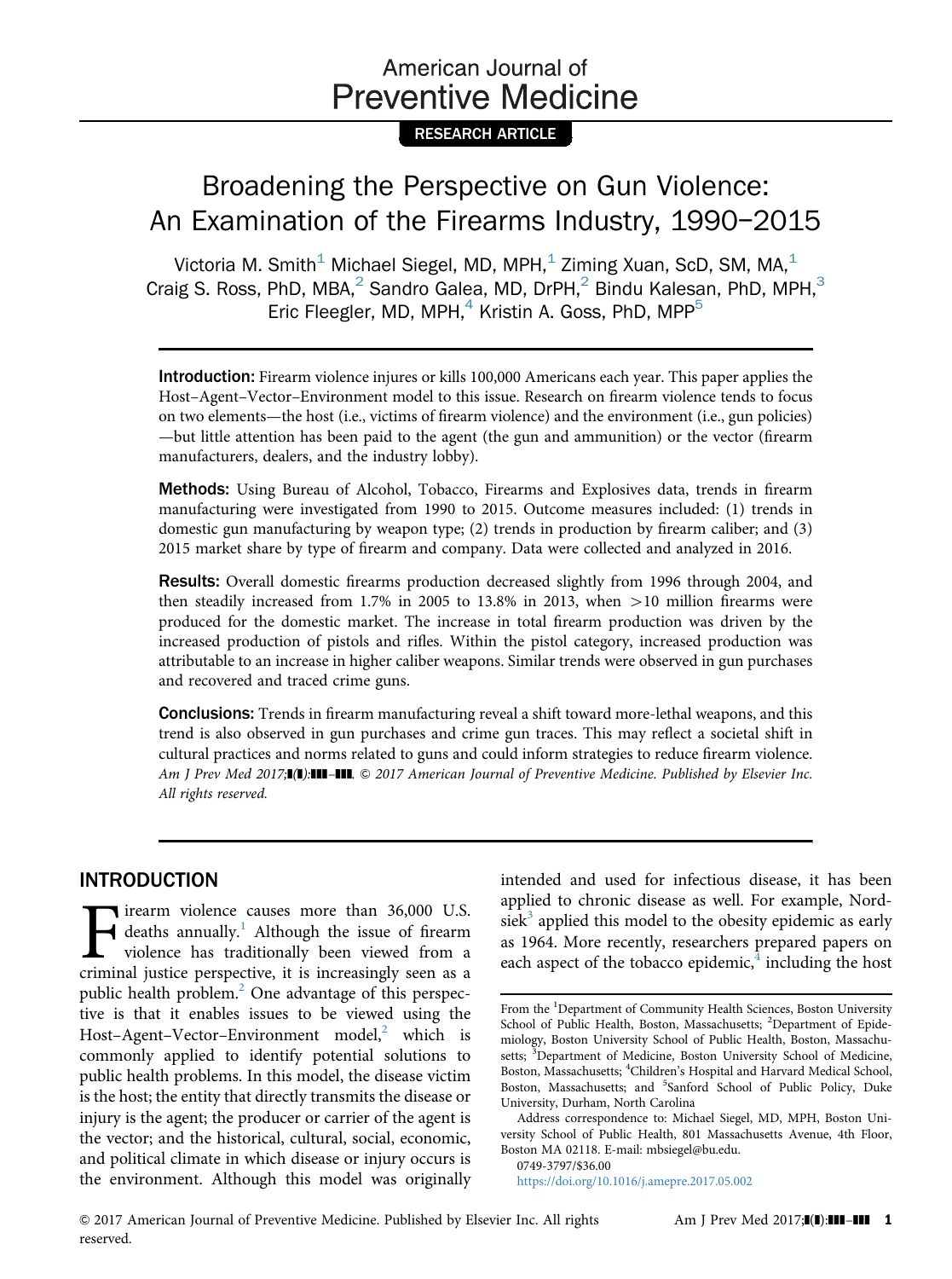American Journal of Preventive Medicine

RESEARCH ARTICLE

# Broadening the Perspective on Gun Violence: An Examination of the Firearms Industry, 1990–2015

Victoria M. Smith[1] Michael Siegel, MD, MPH,[1] Ziming Xuan, ScD, SM, MA,[1] Craig S. Ross, PhD, MBA,[2] Sandro Galea, MD, DrPH,[2] Bindu Kalesan, PhD, MPH,[3] Eric Fleegler, MD, MPH,[4] Kristin A. Goss, PhD, MPP[5]

**Introduction:** Firearm violence injures or kills 100,000 Americans each year. This paper applies the Host–Agent–Vector–Environment model to this issue. Research on firearm violence tends to focus on two elements—the host (i.e., victims of firearm violence) and the environment (i.e., gun policies)—but little attention has been paid to the agent (the gun and ammunition) or the vector (firearm manufacturers, dealers, and the industry lobby).

**Methods:** Using Bureau of Alcohol, Tobacco, Firearms and Explosives data, trends in firearm manufacturing were investigated from 1990 to 2015. Outcome measures included: (1) trends in domestic gun manufacturing by weapon type; (2) trends in production by firearm caliber; and (3) 2015 market share by type of firearm and company. Data were collected and analyzed in 2016.

**Results:** Overall domestic firearms production decreased slightly from 1996 through 2004, and then steadily increased from 1.7% in 2005 to 13.8% in 2013, when >10 million firearms were produced for the domestic market. The increase in total firearm production was driven by the increased production of pistols and rifles. Within the pistol category, increased production was attributable to an increase in higher caliber weapons. Similar trends were observed in gun purchases and recovered and traced crime guns.

**Conclusions:** Trends in firearm manufacturing reveal a shift toward more-lethal weapons, and this trend is also observed in gun purchases and crime gun traces. This may reflect a societal shift in cultural practices and norms related to guns and could inform strategies to reduce firearm violence.
*Am J Prev Med 2017;■(■):■■■–■■■. © 2017 American Journal of Preventive Medicine. Published by Elsevier Inc. All rights reserved.*

## INTRODUCTION

Firearm violence causes more than 36,000 U.S. deaths annually.[1] Although the issue of firearm violence has traditionally been viewed from a criminal justice perspective, it is increasingly seen as a public health problem.[2] One advantage of this perspective is that it enables issues to be viewed using the Host–Agent–Vector–Environment model,[2] which is commonly applied to identify potential solutions to public health problems. In this model, the disease victim is the host; the entity that directly transmits the disease or injury is the agent; the producer or carrier of the agent is the vector; and the historical, cultural, social, economic, and political climate in which disease or injury occurs is the environment. Although this model was originally intended and used for infectious disease, it has been applied to chronic disease as well. For example, Nordsiek[3] applied this model to the obesity epidemic as early as 1964. More recently, researchers prepared papers on each aspect of the tobacco epidemic,[4] including the host

From the [1]Department of Community Health Sciences, Boston University School of Public Health, Boston, Massachusetts; [2]Department of Epidemiology, Boston University School of Public Health, Boston, Massachusetts; [3]Department of Medicine, Boston University School of Medicine, Boston, Massachusetts; [4]Children's Hospital and Harvard Medical School, Boston, Massachusetts; and [5]Sanford School of Public Policy, Duke University, Durham, North Carolina

Address correspondence to: Michael Siegel, MD, MPH, Boston University School of Public Health, 801 Massachusetts Avenue, 4th Floor, Boston MA 02118. E-mail: mbsiegel@bu.edu.

0749-3797/$36.00

https://doi.org/10.1016/j.amepre.2017.05.002

© 2017 American Journal of Preventive Medicine. Published by Elsevier Inc. All rights reserved.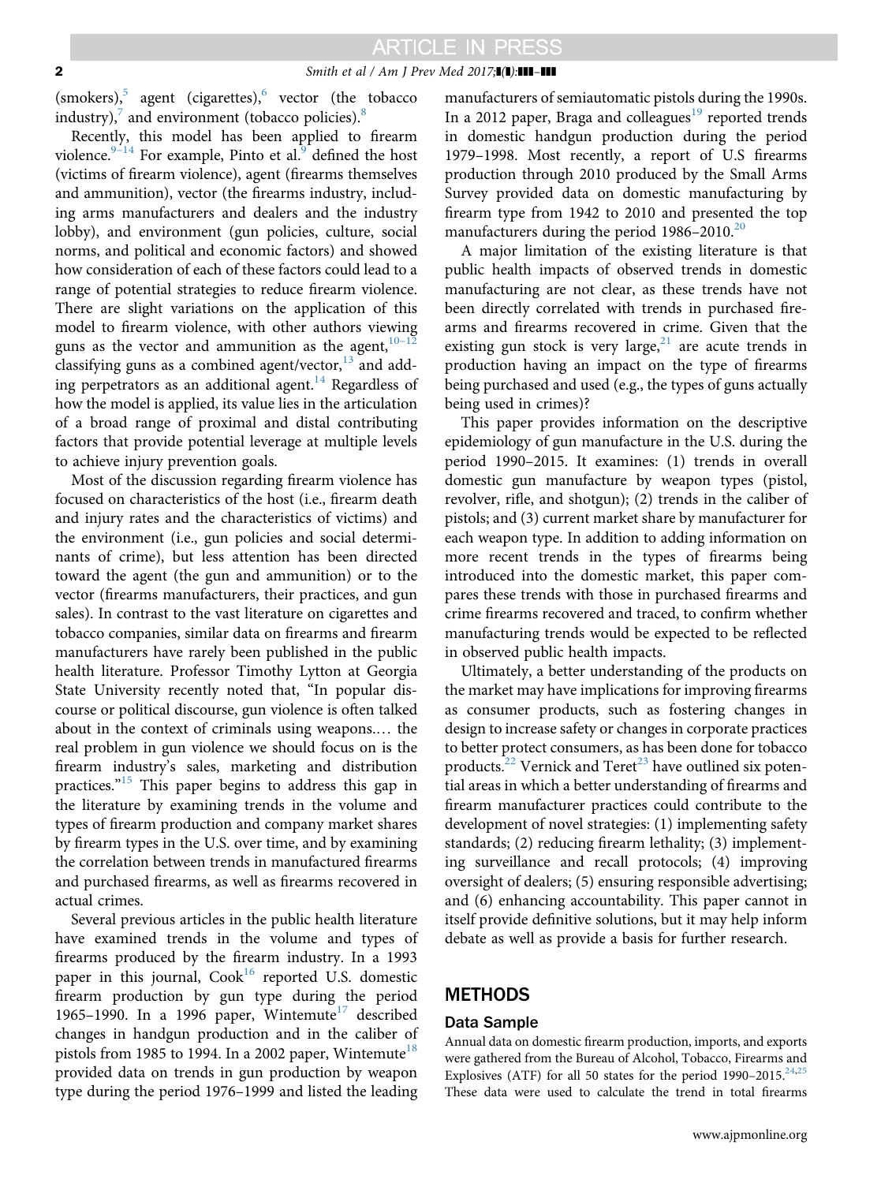(smokers),[5] agent (cigarettes),[6] vector (the tobacco industry),[7] and environment (tobacco policies).[8]

Recently, this model has been applied to firearm violence.[9–14] For example, Pinto et al.[9] defined the host (victims of firearm violence), agent (firearms themselves and ammunition), vector (the firearms industry, including arms manufacturers and dealers and the industry lobby), and environment (gun policies, culture, social norms, and political and economic factors) and showed how consideration of each of these factors could lead to a range of potential strategies to reduce firearm violence. There are slight variations on the application of this model to firearm violence, with other authors viewing guns as the vector and ammunition as the agent,[10–12] classifying guns as a combined agent/vector,[13] and adding perpetrators as an additional agent.[14] Regardless of how the model is applied, its value lies in the articulation of a broad range of proximal and distal contributing factors that provide potential leverage at multiple levels to achieve injury prevention goals.

Most of the discussion regarding firearm violence has focused on characteristics of the host (i.e., firearm death and injury rates and the characteristics of victims) and the environment (i.e., gun policies and social determinants of crime), but less attention has been directed toward the agent (the gun and ammunition) or to the vector (firearms manufacturers, their practices, and gun sales). In contrast to the vast literature on cigarettes and tobacco companies, similar data on firearms and firearm manufacturers have rarely been published in the public health literature. Professor Timothy Lytton at Georgia State University recently noted that, "In popular discourse or political discourse, gun violence is often talked about in the context of criminals using weapons.… the real problem in gun violence we should focus on is the firearm industry's sales, marketing and distribution practices."[15] This paper begins to address this gap in the literature by examining trends in the volume and types of firearm production and company market shares by firearm types in the U.S. over time, and by examining the correlation between trends in manufactured firearms and purchased firearms, as well as firearms recovered in actual crimes.

Several previous articles in the public health literature have examined trends in the volume and types of firearms produced by the firearm industry. In a 1993 paper in this journal, Cook[16] reported U.S. domestic firearm production by gun type during the period 1965–1990. In a 1996 paper, Wintemute[17] described changes in handgun production and in the caliber of pistols from 1985 to 1994. In a 2002 paper, Wintemute[18] provided data on trends in gun production by weapon type during the period 1976–1999 and listed the leading manufacturers of semiautomatic pistols during the 1990s. In a 2012 paper, Braga and colleagues[19] reported trends in domestic handgun production during the period 1979–1998. Most recently, a report of U.S firearms production through 2010 produced by the Small Arms Survey provided data on domestic manufacturing by firearm type from 1942 to 2010 and presented the top manufacturers during the period 1986–2010.[20]

A major limitation of the existing literature is that public health impacts of observed trends in domestic manufacturing are not clear, as these trends have not been directly correlated with trends in purchased firearms and firearms recovered in crime. Given that the existing gun stock is very large,[21] are acute trends in production having an impact on the type of firearms being purchased and used (e.g., the types of guns actually being used in crimes)?

This paper provides information on the descriptive epidemiology of gun manufacture in the U.S. during the period 1990–2015. It examines: (1) trends in overall domestic gun manufacture by weapon types (pistol, revolver, rifle, and shotgun); (2) trends in the caliber of pistols; and (3) current market share by manufacturer for each weapon type. In addition to adding information on more recent trends in the types of firearms being introduced into the domestic market, this paper compares these trends with those in purchased firearms and crime firearms recovered and traced, to confirm whether manufacturing trends would be expected to be reflected in observed public health impacts.

Ultimately, a better understanding of the products on the market may have implications for improving firearms as consumer products, such as fostering changes in design to increase safety or changes in corporate practices to better protect consumers, as has been done for tobacco products.[22] Vernick and Teret[23] have outlined six potential areas in which a better understanding of firearms and firearm manufacturer practices could contribute to the development of novel strategies: (1) implementing safety standards; (2) reducing firearm lethality; (3) implementing surveillance and recall protocols; (4) improving oversight of dealers; (5) ensuring responsible advertising; and (6) enhancing accountability. This paper cannot in itself provide definitive solutions, but it may help inform debate as well as provide a basis for further research.

## METHODS

### Data Sample

Annual data on domestic firearm production, imports, and exports were gathered from the Bureau of Alcohol, Tobacco, Firearms and Explosives (ATF) for all 50 states for the period 1990–2015.[24,25] These data were used to calculate the trend in total firearms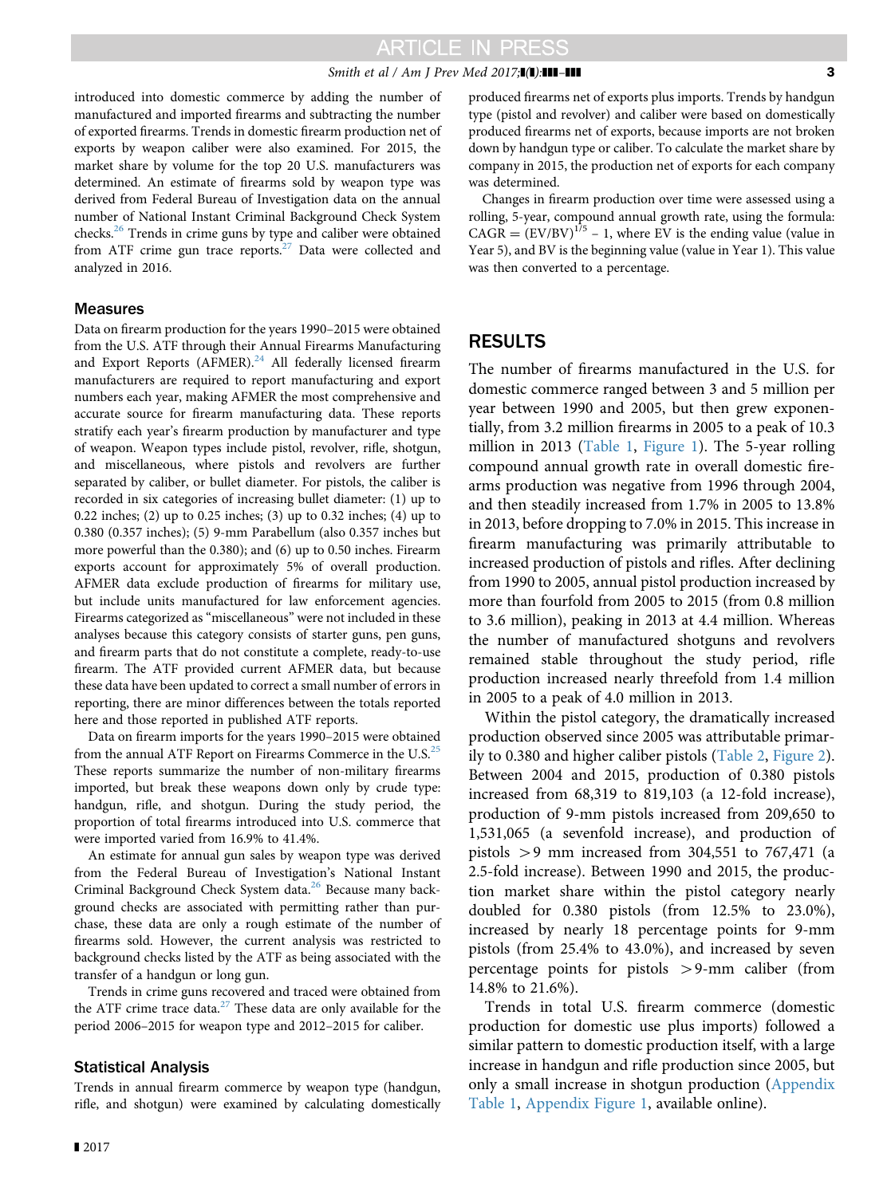introduced into domestic commerce by adding the number of manufactured and imported firearms and subtracting the number of exported firearms. Trends in domestic firearm production net of exports by weapon caliber were also examined. For 2015, the market share by volume for the top 20 U.S. manufacturers was determined. An estimate of firearms sold by weapon type was derived from Federal Bureau of Investigation data on the annual number of National Instant Criminal Background Check System checks.[26] Trends in crime guns by type and caliber were obtained from ATF crime gun trace reports.[27] Data were collected and analyzed in 2016.

### Measures

Data on firearm production for the years 1990–2015 were obtained from the U.S. ATF through their Annual Firearms Manufacturing and Export Reports (AFMER).[24] All federally licensed firearm manufacturers are required to report manufacturing and export numbers each year, making AFMER the most comprehensive and accurate source for firearm manufacturing data. These reports stratify each year's firearm production by manufacturer and type of weapon. Weapon types include pistol, revolver, rifle, shotgun, and miscellaneous, where pistols and revolvers are further separated by caliber, or bullet diameter. For pistols, the caliber is recorded in six categories of increasing bullet diameter: (1) up to 0.22 inches; (2) up to 0.25 inches; (3) up to 0.32 inches; (4) up to 0.380 (0.357 inches); (5) 9-mm Parabellum (also 0.357 inches but more powerful than the 0.380); and (6) up to 0.50 inches. Firearm exports account for approximately 5% of overall production. AFMER data exclude production of firearms for military use, but include units manufactured for law enforcement agencies. Firearms categorized as "miscellaneous" were not included in these analyses because this category consists of starter guns, pen guns, and firearm parts that do not constitute a complete, ready-to-use firearm. The ATF provided current AFMER data, but because these data have been updated to correct a small number of errors in reporting, there are minor differences between the totals reported here and those reported in published ATF reports.

Data on firearm imports for the years 1990–2015 were obtained from the annual ATF Report on Firearms Commerce in the U.S.[25] These reports summarize the number of non-military firearms imported, but break these weapons down only by crude type: handgun, rifle, and shotgun. During the study period, the proportion of total firearms introduced into U.S. commerce that were imported varied from 16.9% to 41.4%.

An estimate for annual gun sales by weapon type was derived from the Federal Bureau of Investigation's National Instant Criminal Background Check System data.[26] Because many background checks are associated with permitting rather than purchase, these data are only a rough estimate of the number of firearms sold. However, the current analysis was restricted to background checks listed by the ATF as being associated with the transfer of a handgun or long gun.

Trends in crime guns recovered and traced were obtained from the ATF crime trace data.[27] These data are only available for the period 2006–2015 for weapon type and 2012–2015 for caliber.

### Statistical Analysis

Trends in annual firearm commerce by weapon type (handgun, rifle, and shotgun) were examined by calculating domestically produced firearms net of exports plus imports. Trends by handgun type (pistol and revolver) and caliber were based on domestically produced firearms net of exports, because imports are not broken down by handgun type or caliber. To calculate the market share by company in 2015, the production net of exports for each company was determined.

Changes in firearm production over time were assessed using a rolling, 5-year, compound annual growth rate, using the formula: $\text{CAGR} = (\text{EV}/\text{BV})^{1/5} - 1$, where EV is the ending value (value in Year 5), and BV is the beginning value (value in Year 1). This value was then converted to a percentage.

## RESULTS

The number of firearms manufactured in the U.S. for domestic commerce ranged between 3 and 5 million per year between 1990 and 2005, but then grew exponentially, from 3.2 million firearms in 2005 to a peak of 10.3 million in 2013 (Table 1, Figure 1). The 5-year rolling compound annual growth rate in overall domestic firearms production was negative from 1996 through 2004, and then steadily increased from 1.7% in 2005 to 13.8% in 2013, before dropping to 7.0% in 2015. This increase in firearm manufacturing was primarily attributable to increased production of pistols and rifles. After declining from 1990 to 2005, annual pistol production increased by more than fourfold from 2005 to 2015 (from 0.8 million to 3.6 million), peaking in 2013 at 4.4 million. Whereas the number of manufactured shotguns and revolvers remained stable throughout the study period, rifle production increased nearly threefold from 1.4 million in 2005 to a peak of 4.0 million in 2013.

Within the pistol category, the dramatically increased production observed since 2005 was attributable primarily to 0.380 and higher caliber pistols (Table 2, Figure 2). Between 2004 and 2015, production of 0.380 pistols increased from 68,319 to 819,103 (a 12-fold increase), production of 9-mm pistols increased from 209,650 to 1,531,065 (a sevenfold increase), and production of pistols >9 mm increased from 304,551 to 767,471 (a 2.5-fold increase). Between 1990 and 2015, the production market share within the pistol category nearly doubled for 0.380 pistols (from 12.5% to 23.0%), increased by nearly 18 percentage points for 9-mm pistols (from 25.4% to 43.0%), and increased by seven percentage points for pistols >9-mm caliber (from 14.8% to 21.6%).

Trends in total U.S. firearm commerce (domestic production for domestic use plus imports) followed a similar pattern to domestic production itself, with a large increase in handgun and rifle production since 2005, but only a small increase in shotgun production (Appendix Table 1, Appendix Figure 1, available online).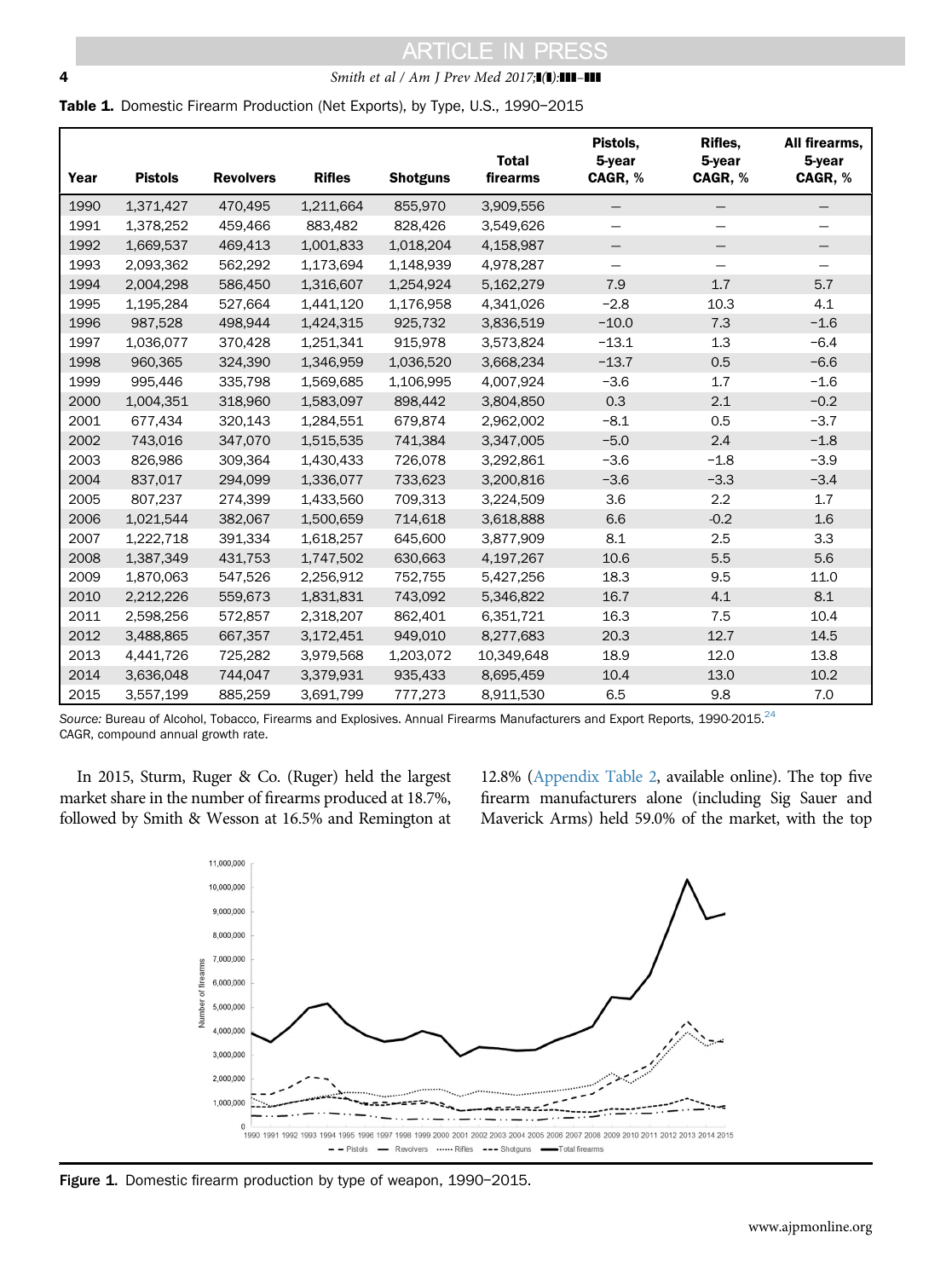**Table 1.** Domestic Firearm Production (Net Exports), by Type, U.S., 1990–2015

| Year | Pistols | Revolvers | Rifles | Shotguns | Total firearms | Pistols, 5-year CAGR, % | Rifles, 5-year CAGR, % | All firearms, 5-year CAGR, % |
|---|---|---|---|---|---|---|---|---|
| 1990 | 1,371,427 | 470,495 | 1,211,664 | 855,970 | 3,909,556 | — | — | — |
| 1991 | 1,378,252 | 459,466 | 883,482 | 828,426 | 3,549,626 | — | — | — |
| 1992 | 1,669,537 | 469,413 | 1,001,833 | 1,018,204 | 4,158,987 | — | — | — |
| 1993 | 2,093,362 | 562,292 | 1,173,694 | 1,148,939 | 4,978,287 | — | — | — |
| 1994 | 2,004,298 | 586,450 | 1,316,607 | 1,254,924 | 5,162,279 | 7.9 | 1.7 | 5.7 |
| 1995 | 1,195,284 | 527,664 | 1,441,120 | 1,176,958 | 4,341,026 | −2.8 | 10.3 | 4.1 |
| 1996 | 987,528 | 498,944 | 1,424,315 | 925,732 | 3,836,519 | −10.0 | 7.3 | −1.6 |
| 1997 | 1,036,077 | 370,428 | 1,251,341 | 915,978 | 3,573,824 | −13.1 | 1.3 | −6.4 |
| 1998 | 960,365 | 324,390 | 1,346,959 | 1,036,520 | 3,668,234 | −13.7 | 0.5 | −6.6 |
| 1999 | 995,446 | 335,798 | 1,569,685 | 1,106,995 | 4,007,924 | −3.6 | 1.7 | −1.6 |
| 2000 | 1,004,351 | 318,960 | 1,583,097 | 898,442 | 3,804,850 | 0.3 | 2.1 | −0.2 |
| 2001 | 677,434 | 320,143 | 1,284,551 | 679,874 | 2,962,002 | −8.1 | 0.5 | −3.7 |
| 2002 | 743,016 | 347,070 | 1,515,535 | 741,384 | 3,347,005 | −5.0 | 2.4 | −1.8 |
| 2003 | 826,986 | 309,364 | 1,430,433 | 726,078 | 3,292,861 | −3.6 | −1.8 | −3.9 |
| 2004 | 837,017 | 294,099 | 1,336,077 | 733,623 | 3,200,816 | −3.6 | −3.3 | −3.4 |
| 2005 | 807,237 | 274,399 | 1,433,560 | 709,313 | 3,224,509 | 3.6 | 2.2 | 1.7 |
| 2006 | 1,021,544 | 382,067 | 1,500,659 | 714,618 | 3,618,888 | 6.6 | -0.2 | 1.6 |
| 2007 | 1,222,718 | 391,334 | 1,618,257 | 645,600 | 3,877,909 | 8.1 | 2.5 | 3.3 |
| 2008 | 1,387,349 | 431,753 | 1,747,502 | 630,663 | 4,197,267 | 10.6 | 5.5 | 5.6 |
| 2009 | 1,870,063 | 547,526 | 2,256,912 | 752,755 | 5,427,256 | 18.3 | 9.5 | 11.0 |
| 2010 | 2,212,226 | 559,673 | 1,831,831 | 743,092 | 5,346,822 | 16.7 | 4.1 | 8.1 |
| 2011 | 2,598,256 | 572,857 | 2,318,207 | 862,401 | 6,351,721 | 16.3 | 7.5 | 10.4 |
| 2012 | 3,488,865 | 667,357 | 3,172,451 | 949,010 | 8,277,683 | 20.3 | 12.7 | 14.5 |
| 2013 | 4,441,726 | 725,282 | 3,979,568 | 1,203,072 | 10,349,648 | 18.9 | 12.0 | 13.8 |
| 2014 | 3,636,048 | 744,047 | 3,379,931 | 935,433 | 8,695,459 | 10.4 | 13.0 | 10.2 |
| 2015 | 3,557,199 | 885,259 | 3,691,799 | 777,273 | 8,911,530 | 6.5 | 9.8 | 7.0 |

*Source:* Bureau of Alcohol, Tobacco, Firearms and Explosives. Annual Firearms Manufacturers and Export Reports, 1990-2015.[24]
CAGR, compound annual growth rate.

In 2015, Sturm, Ruger & Co. (Ruger) held the largest market share in the number of firearms produced at 18.7%, followed by Smith & Wesson at 16.5% and Remington at 12.8% (Appendix Table 2, available online). The top five firearm manufacturers alone (including Sig Sauer and Maverick Arms) held 59.0% of the market, with the top

**Figure 1.** Domestic firearm production by type of weapon, 1990–2015.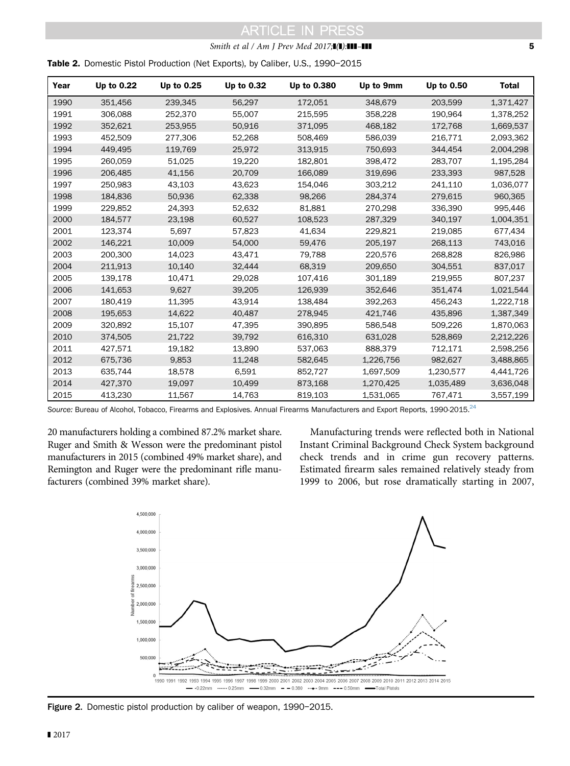**Table 2.** Domestic Pistol Production (Net Exports), by Caliber, U.S., 1990–2015

| Year | Up to 0.22 | Up to 0.25 | Up to 0.32 | Up to 0.380 | Up to 9mm | Up to 0.50 | Total |
|---|---|---|---|---|---|---|---|
| 1990 | 351,456 | 239,345 | 56,297 | 172,051 | 348,679 | 203,599 | 1,371,427 |
| 1991 | 306,088 | 252,370 | 55,007 | 215,595 | 358,228 | 190,964 | 1,378,252 |
| 1992 | 352,621 | 253,955 | 50,916 | 371,095 | 468,182 | 172,768 | 1,669,537 |
| 1993 | 452,509 | 277,306 | 52,268 | 508,469 | 586,039 | 216,771 | 2,093,362 |
| 1994 | 449,495 | 119,769 | 25,972 | 313,915 | 750,693 | 344,454 | 2,004,298 |
| 1995 | 260,059 | 51,025 | 19,220 | 182,801 | 398,472 | 283,707 | 1,195,284 |
| 1996 | 206,485 | 41,156 | 20,709 | 166,089 | 319,696 | 233,393 | 987,528 |
| 1997 | 250,983 | 43,103 | 43,623 | 154,046 | 303,212 | 241,110 | 1,036,077 |
| 1998 | 184,836 | 50,936 | 62,338 | 98,266 | 284,374 | 279,615 | 960,365 |
| 1999 | 229,852 | 24,393 | 52,632 | 81,881 | 270,298 | 336,390 | 995,446 |
| 2000 | 184,577 | 23,198 | 60,527 | 108,523 | 287,329 | 340,197 | 1,004,351 |
| 2001 | 123,374 | 5,697 | 57,823 | 41,634 | 229,821 | 219,085 | 677,434 |
| 2002 | 146,221 | 10,009 | 54,000 | 59,476 | 205,197 | 268,113 | 743,016 |
| 2003 | 200,300 | 14,023 | 43,471 | 79,788 | 220,576 | 268,828 | 826,986 |
| 2004 | 211,913 | 10,140 | 32,444 | 68,319 | 209,650 | 304,551 | 837,017 |
| 2005 | 139,178 | 10,471 | 29,028 | 107,416 | 301,189 | 219,955 | 807,237 |
| 2006 | 141,653 | 9,627 | 39,205 | 126,939 | 352,646 | 351,474 | 1,021,544 |
| 2007 | 180,419 | 11,395 | 43,914 | 138,484 | 392,263 | 456,243 | 1,222,718 |
| 2008 | 195,653 | 14,622 | 40,487 | 278,945 | 421,746 | 435,896 | 1,387,349 |
| 2009 | 320,892 | 15,107 | 47,395 | 390,895 | 586,548 | 509,226 | 1,870,063 |
| 2010 | 374,505 | 21,722 | 39,792 | 616,310 | 631,028 | 528,869 | 2,212,226 |
| 2011 | 427,571 | 19,182 | 13,890 | 537,063 | 888,379 | 712,171 | 2,598,256 |
| 2012 | 675,736 | 9,853 | 11,248 | 582,645 | 1,226,756 | 982,627 | 3,488,865 |
| 2013 | 635,744 | 18,578 | 6,591 | 852,727 | 1,697,509 | 1,230,577 | 4,441,726 |
| 2014 | 427,370 | 19,097 | 10,499 | 873,168 | 1,270,425 | 1,035,489 | 3,636,048 |
| 2015 | 413,230 | 11,567 | 14,763 | 819,103 | 1,531,065 | 767,471 | 3,557,199 |

*Source:* Bureau of Alcohol, Tobacco, Firearms and Explosives. Annual Firearms Manufacturers and Export Reports, 1990-2015.[24]

20 manufacturers holding a combined 87.2% market share. Ruger and Smith & Wesson were the predominant pistol manufacturers in 2015 (combined 49% market share), and Remington and Ruger were the predominant rifle manufacturers (combined 39% market share).

Manufacturing trends were reflected both in National Instant Criminal Background Check System background check trends and in crime gun recovery patterns. Estimated firearm sales remained relatively steady from 1999 to 2006, but rose dramatically starting in 2007,

**Figure 2.** Domestic pistol production by caliber of weapon, 1990–2015.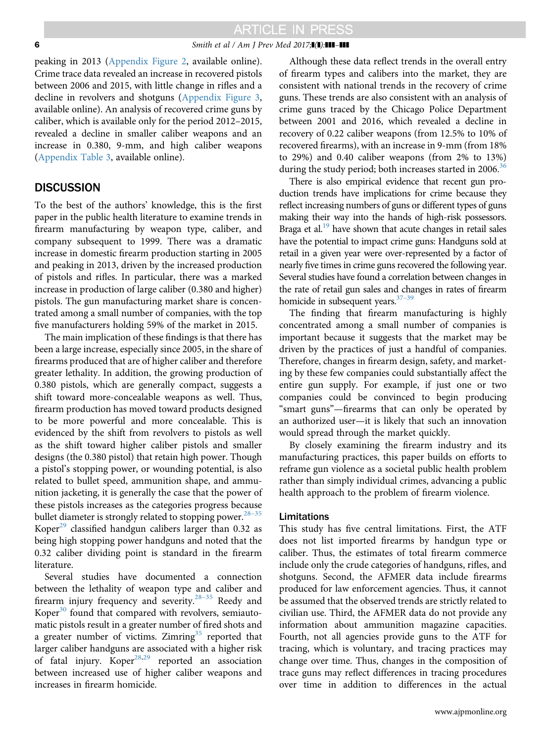peaking in 2013 (Appendix Figure 2, available online). Crime trace data revealed an increase in recovered pistols between 2006 and 2015, with little change in rifles and a decline in revolvers and shotguns (Appendix Figure 3, available online). An analysis of recovered crime guns by caliber, which is available only for the period 2012–2015, revealed a decline in smaller caliber weapons and an increase in 0.380, 9-mm, and high caliber weapons (Appendix Table 3, available online).

## DISCUSSION

To the best of the authors' knowledge, this is the first paper in the public health literature to examine trends in firearm manufacturing by weapon type, caliber, and company subsequent to 1999. There was a dramatic increase in domestic firearm production starting in 2005 and peaking in 2013, driven by the increased production of pistols and rifles. In particular, there was a marked increase in production of large caliber (0.380 and higher) pistols. The gun manufacturing market share is concentrated among a small number of companies, with the top five manufacturers holding 59% of the market in 2015.

The main implication of these findings is that there has been a large increase, especially since 2005, in the share of firearms produced that are of higher caliber and therefore greater lethality. In addition, the growing production of 0.380 pistols, which are generally compact, suggests a shift toward more-concealable weapons as well. Thus, firearm production has moved toward products designed to be more powerful and more concealable. This is evidenced by the shift from revolvers to pistols as well as the shift toward higher caliber pistols and smaller designs (the 0.380 pistol) that retain high power. Though a pistol's stopping power, or wounding potential, is also related to bullet speed, ammunition shape, and ammunition jacketing, it is generally the case that the power of these pistols increases as the categories progress because bullet diameter is strongly related to stopping power.[28–35] Koper[29] classified handgun calibers larger than 0.32 as being high stopping power handguns and noted that the 0.32 caliber dividing point is standard in the firearm literature.

Several studies have documented a connection between the lethality of weapon type and caliber and firearm injury frequency and severity.[28–35] Reedy and Koper[30] found that compared with revolvers, semiautomatic pistols result in a greater number of fired shots and a greater number of victims. Zimring[35] reported that larger caliber handguns are associated with a higher risk of fatal injury. Koper[28,29] reported an association between increased use of higher caliber weapons and increases in firearm homicide.

Although these data reflect trends in the overall entry of firearm types and calibers into the market, they are consistent with national trends in the recovery of crime guns. These trends are also consistent with an analysis of crime guns traced by the Chicago Police Department between 2001 and 2016, which revealed a decline in recovery of 0.22 caliber weapons (from 12.5% to 10% of recovered firearms), with an increase in 9-mm (from 18% to 29%) and 0.40 caliber weapons (from 2% to 13%) during the study period; both increases started in 2006.[36]

There is also empirical evidence that recent gun production trends have implications for crime because they reflect increasing numbers of guns or different types of guns making their way into the hands of high-risk possessors. Braga et al.[19] have shown that acute changes in retail sales have the potential to impact crime guns: Handguns sold at retail in a given year were over-represented by a factor of nearly five times in crime guns recovered the following year. Several studies have found a correlation between changes in the rate of retail gun sales and changes in rates of firearm homicide in subsequent years.[37–39]

The finding that firearm manufacturing is highly concentrated among a small number of companies is important because it suggests that the market may be driven by the practices of just a handful of companies. Therefore, changes in firearm design, safety, and marketing by these few companies could substantially affect the entire gun supply. For example, if just one or two companies could be convinced to begin producing "smart guns"—firearms that can only be operated by an authorized user—it is likely that such an innovation would spread through the market quickly.

By closely examining the firearm industry and its manufacturing practices, this paper builds on efforts to reframe gun violence as a societal public health problem rather than simply individual crimes, advancing a public health approach to the problem of firearm violence.

### Limitations

This study has five central limitations. First, the ATF does not list imported firearms by handgun type or caliber. Thus, the estimates of total firearm commerce include only the crude categories of handguns, rifles, and shotguns. Second, the AFMER data include firearms produced for law enforcement agencies. Thus, it cannot be assumed that the observed trends are strictly related to civilian use. Third, the AFMER data do not provide any information about ammunition magazine capacities. Fourth, not all agencies provide guns to the ATF for tracing, which is voluntary, and tracing practices may change over time. Thus, changes in the composition of trace guns may reflect differences in tracing procedures over time in addition to differences in the actual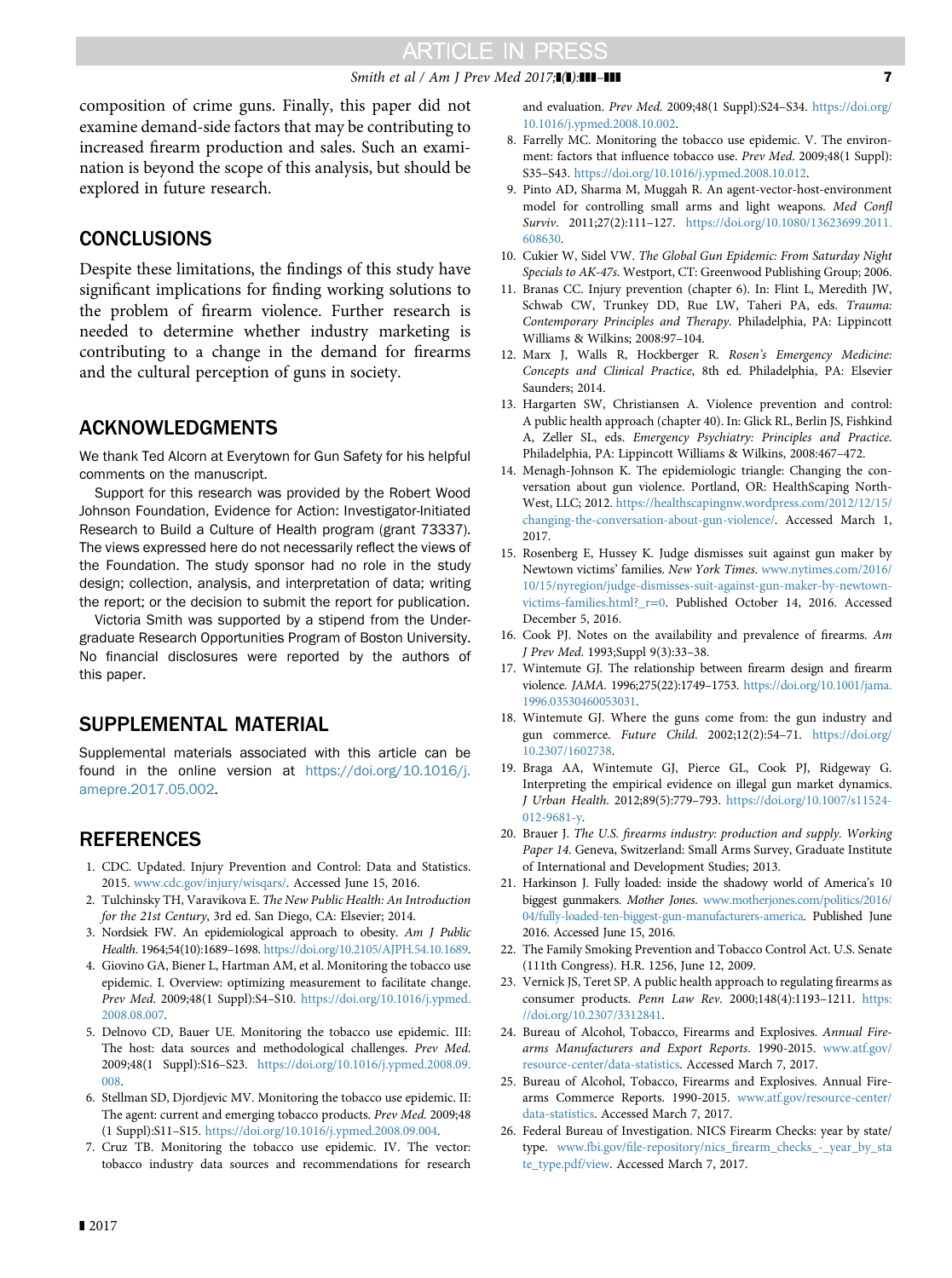composition of crime guns. Finally, this paper did not examine demand-side factors that may be contributing to increased firearm production and sales. Such an examination is beyond the scope of this analysis, but should be explored in future research.

## CONCLUSIONS

Despite these limitations, the findings of this study have significant implications for finding working solutions to the problem of firearm violence. Further research is needed to determine whether industry marketing is contributing to a change in the demand for firearms and the cultural perception of guns in society.

## ACKNOWLEDGMENTS

We thank Ted Alcorn at Everytown for Gun Safety for his helpful comments on the manuscript.

Support for this research was provided by the Robert Wood Johnson Foundation, Evidence for Action: Investigator-Initiated Research to Build a Culture of Health program (grant 73337). The views expressed here do not necessarily reflect the views of the Foundation. The study sponsor had no role in the study design; collection, analysis, and interpretation of data; writing the report; or the decision to submit the report for publication.

Victoria Smith was supported by a stipend from the Undergraduate Research Opportunities Program of Boston University.

No financial disclosures were reported by the authors of this paper.

## SUPPLEMENTAL MATERIAL

Supplemental materials associated with this article can be found in the online version at https://doi.org/10.1016/j.amepre.2017.05.002.

## REFERENCES

1. CDC. Updated. Injury Prevention and Control: Data and Statistics. 2015. www.cdc.gov/injury/wisqars/. Accessed June 15, 2016.
2. Tulchinsky TH, Varavikova E. *The New Public Health: An Introduction for the 21st Century*, 3rd ed. San Diego, CA: Elsevier; 2014.
3. Nordsiek FW. An epidemiological approach to obesity. *Am J Public Health*. 1964;54(10):1689–1698. https://doi.org/10.2105/AJPH.54.10.1689.
4. Giovino GA, Biener L, Hartman AM, et al. Monitoring the tobacco use epidemic. I. Overview: optimizing measurement to facilitate change. *Prev Med*. 2009;48(1 Suppl):S4–S10. https://doi.org/10.1016/j.ypmed.2008.08.007.
5. Delnovo CD, Bauer UE. Monitoring the tobacco use epidemic. III: The host: data sources and methodological challenges. *Prev Med*. 2009;48(1 Suppl):S16–S23. https://doi.org/10.1016/j.ypmed.2008.09.008.
6. Stellman SD, Djordjevic MV. Monitoring the tobacco use epidemic. II: The agent: current and emerging tobacco products. *Prev Med*. 2009;48 (1 Suppl):S11–S15. https://doi.org/10.1016/j.ypmed.2008.09.004.
7. Cruz TB. Monitoring the tobacco use epidemic. IV. The vector: tobacco industry data sources and recommendations for research and evaluation. *Prev Med*. 2009;48(1 Suppl):S24–S34. https://doi.org/10.1016/j.ypmed.2008.10.002.
8. Farrelly MC. Monitoring the tobacco use epidemic. V. The environment: factors that influence tobacco use. *Prev Med*. 2009;48(1 Suppl): S35–S43. https://doi.org/10.1016/j.ypmed.2008.10.012.
9. Pinto AD, Sharma M, Muggah R. An agent-vector-host-environment model for controlling small arms and light weapons. *Med Confl Surviv*. 2011;27(2):111–127. https://doi.org/10.1080/13623699.2011.608630.
10. Cukier W, Sidel VW. *The Global Gun Epidemic: From Saturday Night Specials to AK-47s*. Westport, CT: Greenwood Publishing Group; 2006.
11. Branas CC. Injury prevention (chapter 6). In: Flint L, Meredith JW, Schwab CW, Trunkey DD, Rue LW, Taheri PA, eds. *Trauma: Contemporary Principles and Therapy*. Philadelphia, PA: Lippincott Williams & Wilkins; 2008:97–104.
12. Marx J, Walls R, Hockberger R. *Rosen's Emergency Medicine: Concepts and Clinical Practice*, 8th ed. Philadelphia, PA: Elsevier Saunders; 2014.
13. Hargarten SW, Christiansen A. Violence prevention and control: A public health approach (chapter 40). In: Glick RL, Berlin JS, Fishkind A, Zeller SL, eds. *Emergency Psychiatry: Principles and Practice*. Philadelphia, PA: Lippincott Williams & Wilkins, 2008:467–472.
14. Menagh-Johnson K. The epidemiologic triangle: Changing the conversation about gun violence. Portland, OR: HealthScaping North-West, LLC; 2012. https://healthscapingnw.wordpress.com/2012/12/15/changing-the-conversation-about-gun-violence/. Accessed March 1, 2017.
15. Rosenberg E, Hussey K. Judge dismisses suit against gun maker by Newtown victims' families. *New York Times*. www.nytimes.com/2016/10/15/nyregion/judge-dismisses-suit-against-gun-maker-by-newtown-victims-families.html?_r=0. Published October 14, 2016. Accessed December 5, 2016.
16. Cook PJ. Notes on the availability and prevalence of firearms. *Am J Prev Med*. 1993;Suppl 9(3):33–38.
17. Wintemute GJ. The relationship between firearm design and firearm violence. *JAMA*. 1996;275(22):1749–1753. https://doi.org/10.1001/jama.1996.03530460053031.
18. Wintemute GJ. Where the guns come from: the gun industry and gun commerce. *Future Child*. 2002;12(2):54–71. https://doi.org/10.2307/1602738.
19. Braga AA, Wintemute GJ, Pierce GL, Cook PJ, Ridgeway G. Interpreting the empirical evidence on illegal gun market dynamics. *J Urban Health*. 2012;89(5):779–793. https://doi.org/10.1007/s11524-012-9681-y.
20. Brauer J. *The U.S. firearms industry: production and supply. Working Paper 14*. Geneva, Switzerland: Small Arms Survey, Graduate Institute of International and Development Studies; 2013.
21. Harkinson J. Fully loaded: inside the shadowy world of America's 10 biggest gunmakers. *Mother Jones*. www.motherjones.com/politics/2016/04/fully-loaded-ten-biggest-gun-manufacturers-america. Published June 2016. Accessed June 15, 2016.
22. The Family Smoking Prevention and Tobacco Control Act. U.S. Senate (111th Congress). H.R. 1256, June 12, 2009.
23. Vernick JS, Teret SP. A public health approach to regulating firearms as consumer products. *Penn Law Rev*. 2000;148(4):1193–1211. https://doi.org/10.2307/3312841.
24. Bureau of Alcohol, Tobacco, Firearms and Explosives. *Annual Firearms Manufacturers and Export Reports*. 1990-2015. www.atf.gov/resource-center/data-statistics. Accessed March 7, 2017.
25. Bureau of Alcohol, Tobacco, Firearms and Explosives. Annual Firearms Commerce Reports. 1990-2015. www.atf.gov/resource-center/data-statistics. Accessed March 7, 2017.
26. Federal Bureau of Investigation. NICS Firearm Checks: year by state/type. www.fbi.gov/file-repository/nics_firearm_checks_-_year_by_state_type.pdf/view. Accessed March 7, 2017.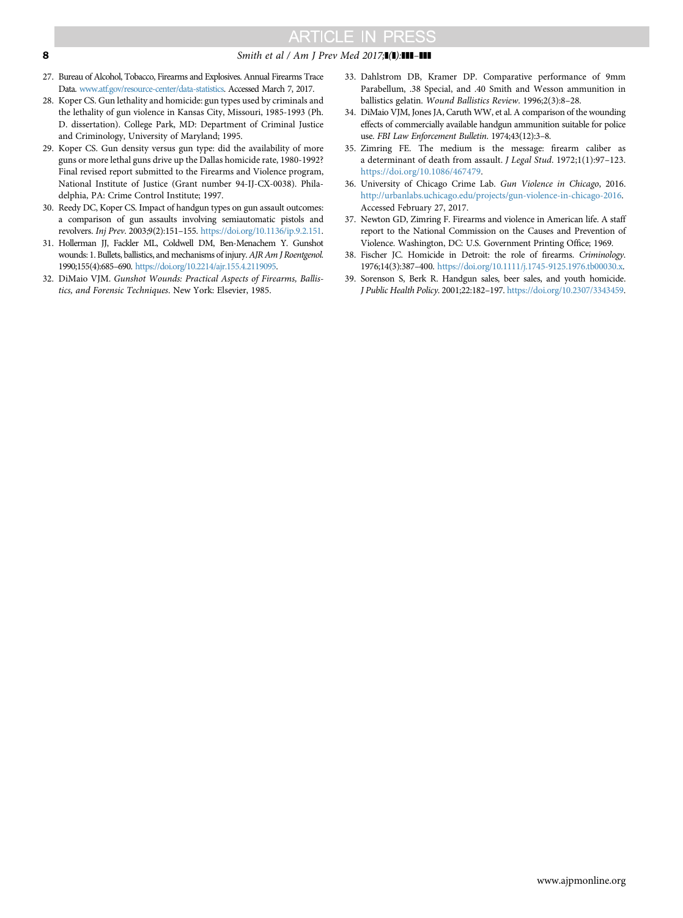27. Bureau of Alcohol, Tobacco, Firearms and Explosives. Annual Firearms Trace Data. www.atf.gov/resource-center/data-statistics. Accessed March 7, 2017.
28. Koper CS. Gun lethality and homicide: gun types used by criminals and the lethality of gun violence in Kansas City, Missouri, 1985-1993 (Ph. D. dissertation). College Park, MD: Department of Criminal Justice and Criminology, University of Maryland; 1995.
29. Koper CS. Gun density versus gun type: did the availability of more guns or more lethal guns drive up the Dallas homicide rate, 1980-1992? Final revised report submitted to the Firearms and Violence program, National Institute of Justice (Grant number 94-IJ-CX-0038). Philadelphia, PA: Crime Control Institute; 1997.
30. Reedy DC, Koper CS. Impact of handgun types on gun assault outcomes: a comparison of gun assaults involving semiautomatic pistols and revolvers. *Inj Prev*. 2003;9(2):151–155. https://doi.org/10.1136/ip.9.2.151.
31. Hollerman JJ, Fackler ML, Coldwell DM, Ben-Menachem Y. Gunshot wounds: 1. Bullets, ballistics, and mechanisms of injury. *AJR Am J Roentgenol*. 1990;155(4):685–690. https://doi.org/10.2214/ajr.155.4.2119095.
32. DiMaio VJM. *Gunshot Wounds: Practical Aspects of Firearms, Ballistics, and Forensic Techniques*. New York: Elsevier, 1985.
33. Dahlstrom DB, Kramer DP. Comparative performance of 9mm Parabellum, .38 Special, and .40 Smith and Wesson ammunition in ballistics gelatin. *Wound Ballistics Review*. 1996;2(3):8–28.
34. DiMaio VJM, Jones JA, Caruth WW, et al. A comparison of the wounding effects of commercially available handgun ammunition suitable for police use. *FBI Law Enforcement Bulletin*. 1974;43(12):3–8.
35. Zimring FE. The medium is the message: firearm caliber as a determinant of death from assault. *J Legal Stud*. 1972;1(1):97–123. https://doi.org/10.1086/467479.
36. University of Chicago Crime Lab. *Gun Violence in Chicago*, 2016. http://urbanlabs.uchicago.edu/projects/gun-violence-in-chicago-2016. Accessed February 27, 2017.
37. Newton GD, Zimring F. Firearms and violence in American life. A staff report to the National Commission on the Causes and Prevention of Violence. Washington, DC: U.S. Government Printing Office; 1969.
38. Fischer JC. Homicide in Detroit: the role of firearms. *Criminology*. 1976;14(3):387–400. https://doi.org/10.1111/j.1745-9125.1976.tb00030.x.
39. Sorenson S, Berk R. Handgun sales, beer sales, and youth homicide. *J Public Health Policy*. 2001;22:182–197. https://doi.org/10.2307/3343459.